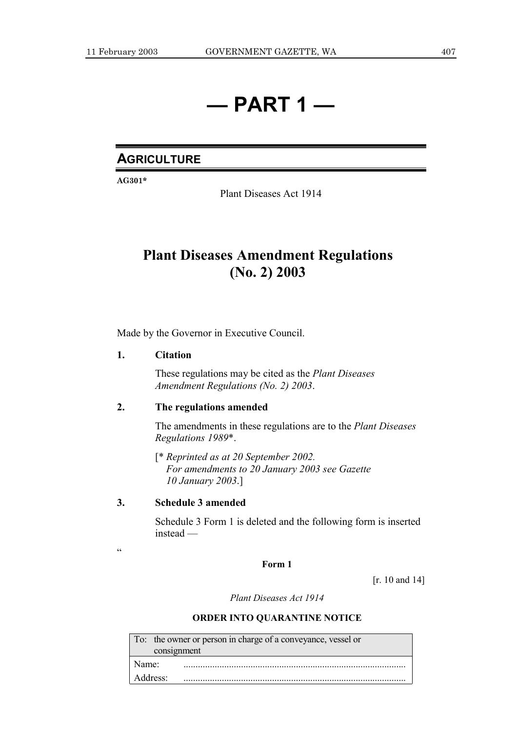# — PART 1 —

## AGRICULTURE

**AG301***

Plant Diseases Act 1914

# Plant Diseases Amendment Regulations (No. 2) 2003

Made by the Governor in Executive Council.

**1. Citation**

These regulations may be cited as the *Plant Diseases Amendment Regulations (No. 2) 2003*.

**2. The regulations amended**

The amendments in these regulations are to the *Plant Diseases Regulations 1989**.

[* *Reprinted as at 20 September 2002. For amendments to 20 January 2003 see Gazette 10 January 2003*.]

**3. Schedule 3 amended**

Schedule 3 Form 1 is deleted and the following form is inserted instead —

"

**Form 1**

[r. 10 and 14]

*Plant Diseases Act 1914*

**ORDER INTO QUARANTINE NOTICE**

| To: the owner or person in charge of a conveyance, vessel or consignment | |
|---|---|
| Name: | ............................................................................................ |
| Address: | ............................................................................................ |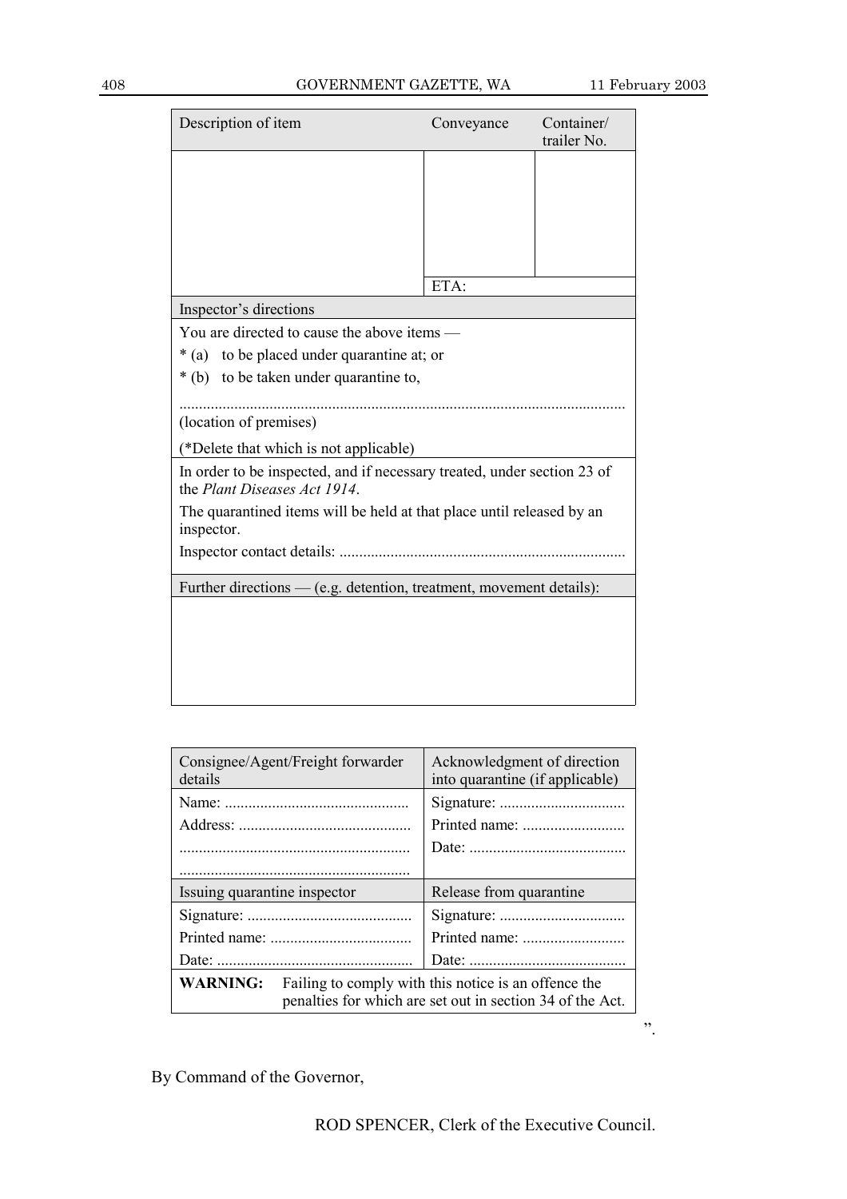| Description of item | Conveyance | Container/ trailer No. |
|---|---|---|
| | | |
| | ETA: | |

| Inspector's directions |
|---|
| You are directed to cause the above items —<br>* (a) to be placed under quarantine at; or<br>* (b) to be taken under quarantine to,<br>................................................................................................................<br>(location of premises)<br>(*Delete that which is not applicable) |
| In order to be inspected, and if necessary treated, under section 23 of the *Plant Diseases Act 1914*.<br>The quarantined items will be held at that place until released by an inspector.<br>Inspector contact details: ........................................................................ |
| Further directions — (e.g. detention, treatment, movement details): |
| |

| Consignee/Agent/Freight forwarder details | Acknowledgment of direction into quarantine (if applicable) |
|---|---|
| Name: ..............................................<br>Address: ...........................................<br>..........................................................<br>.......................................................... | Signature: ................................<br>Printed name: ..........................<br>Date: ........................................ |
| **Issuing quarantine inspector** | **Release from quarantine** |
| Signature: ..........................................<br>Printed name: ....................................<br>Date: ................................................. | Signature: ................................<br>Printed name: ..........................<br>Date: ........................................ |
| **WARNING:** Failing to comply with this notice is an offence the penalties for which are set out in section 34 of the Act. | |

".

By Command of the Governor,

ROD SPENCER, Clerk of the Executive Council.